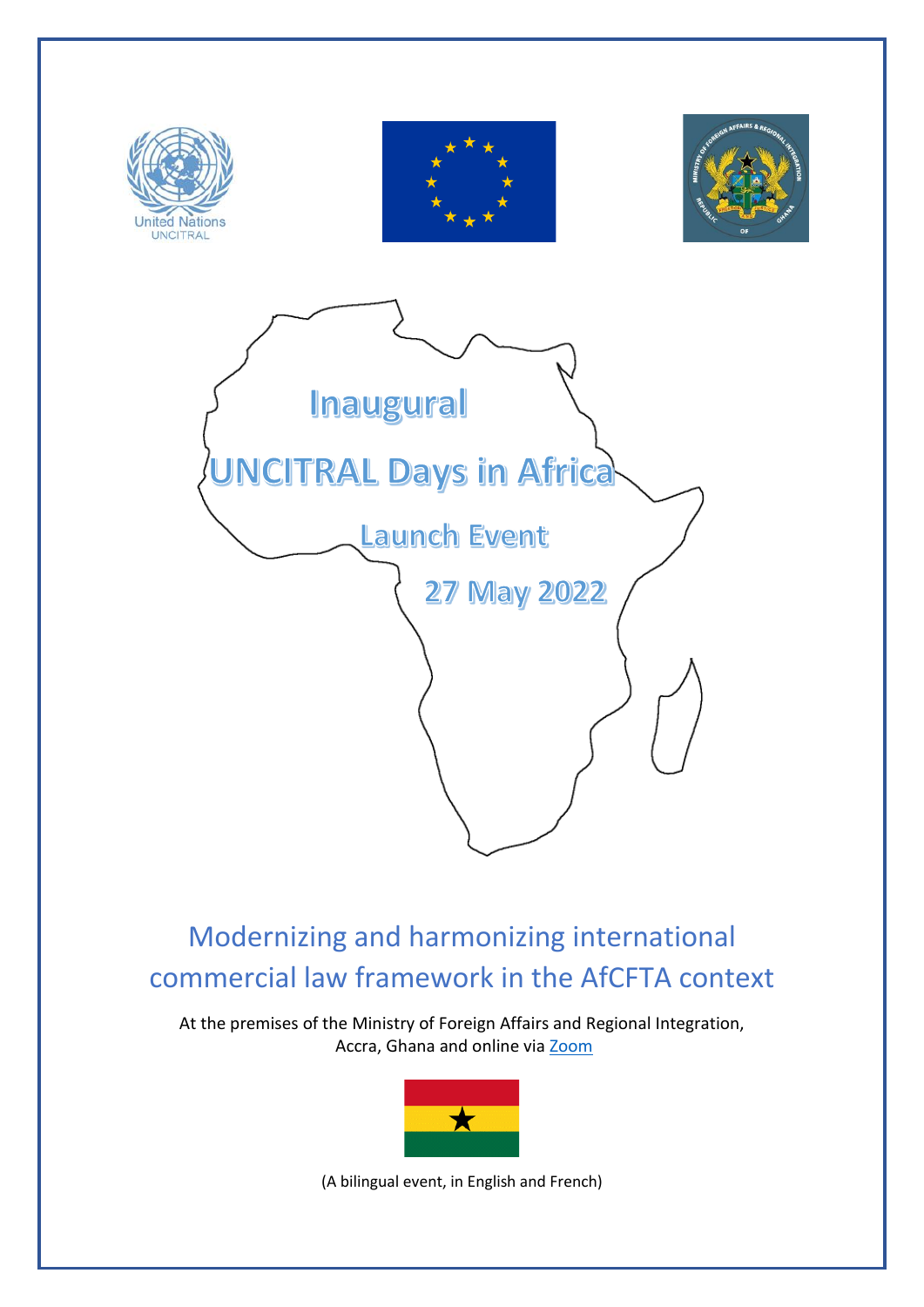United Nations
UNCITRAL

# Inaugural

# UNCITRAL Days in Africa

## Launch Event

## 27 May 2022

## Modernizing and harmonizing international commercial law framework in the AfCFTA context

At the premises of the Ministry of Foreign Affairs and Regional Integration, Accra, Ghana and online via Zoom

(A bilingual event, in English and French)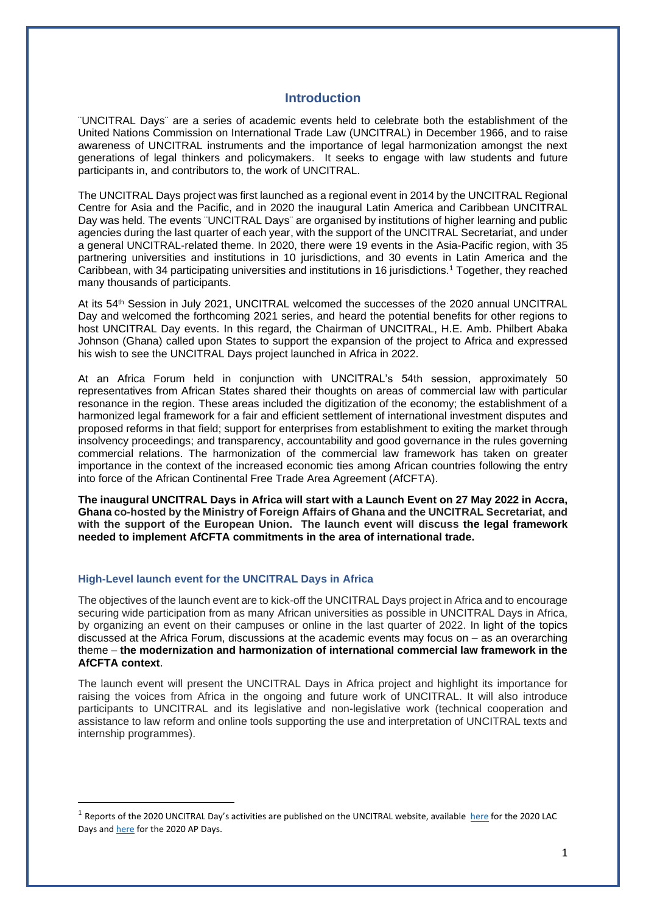## Introduction

¨UNCITRAL Days¨ are a series of academic events held to celebrate both the establishment of the United Nations Commission on International Trade Law (UNCITRAL) in December 1966, and to raise awareness of UNCITRAL instruments and the importance of legal harmonization amongst the next generations of legal thinkers and policymakers. It seeks to engage with law students and future participants in, and contributors to, the work of UNCITRAL.

The UNCITRAL Days project was first launched as a regional event in 2014 by the UNCITRAL Regional Centre for Asia and the Pacific, and in 2020 the inaugural Latin America and Caribbean UNCITRAL Day was held. The events ¨UNCITRAL Days¨ are organised by institutions of higher learning and public agencies during the last quarter of each year, with the support of the UNCITRAL Secretariat, and under a general UNCITRAL-related theme. In 2020, there were 19 events in the Asia-Pacific region, with 35 partnering universities and institutions in 10 jurisdictions, and 30 events in Latin America and the Caribbean, with 34 participating universities and institutions in 16 jurisdictions.[1] Together, they reached many thousands of participants.

At its 54th Session in July 2021, UNCITRAL welcomed the successes of the 2020 annual UNCITRAL Day and welcomed the forthcoming 2021 series, and heard the potential benefits for other regions to host UNCITRAL Day events. In this regard, the Chairman of UNCITRAL, H.E. Amb. Philbert Abaka Johnson (Ghana) called upon States to support the expansion of the project to Africa and expressed his wish to see the UNCITRAL Days project launched in Africa in 2022.

At an Africa Forum held in conjunction with UNCITRAL's 54th session, approximately 50 representatives from African States shared their thoughts on areas of commercial law with particular resonance in the region. These areas included the digitization of the economy; the establishment of a harmonized legal framework for a fair and efficient settlement of international investment disputes and proposed reforms in that field; support for enterprises from establishment to exiting the market through insolvency proceedings; and transparency, accountability and good governance in the rules governing commercial relations. The harmonization of the commercial law framework has taken on greater importance in the context of the increased economic ties among African countries following the entry into force of the African Continental Free Trade Area Agreement (AfCFTA).

**The inaugural UNCITRAL Days in Africa will start with a Launch Event on 27 May 2022 in Accra, Ghana co-hosted by the Ministry of Foreign Affairs of Ghana and the UNCITRAL Secretariat, and with the support of the European Union. The launch event will discuss the legal framework needed to implement AfCFTA commitments in the area of international trade.**

### High-Level launch event for the UNCITRAL Days in Africa

The objectives of the launch event are to kick-off the UNCITRAL Days project in Africa and to encourage securing wide participation from as many African universities as possible in UNCITRAL Days in Africa, by organizing an event on their campuses or online in the last quarter of 2022. In light of the topics discussed at the Africa Forum, discussions at the academic events may focus on – as an overarching theme – **the modernization and harmonization of international commercial law framework in the AfCFTA context**.

The launch event will present the UNCITRAL Days in Africa project and highlight its importance for raising the voices from Africa in the ongoing and future work of UNCITRAL. It will also introduce participants to UNCITRAL and its legislative and non-legislative work (technical cooperation and assistance to law reform and online tools supporting the use and interpretation of UNCITRAL texts and internship programmes).

---

[1] Reports of the 2020 UNCITRAL Day's activities are published on the UNCITRAL website, available here for the 2020 LAC Days and here for the 2020 AP Days.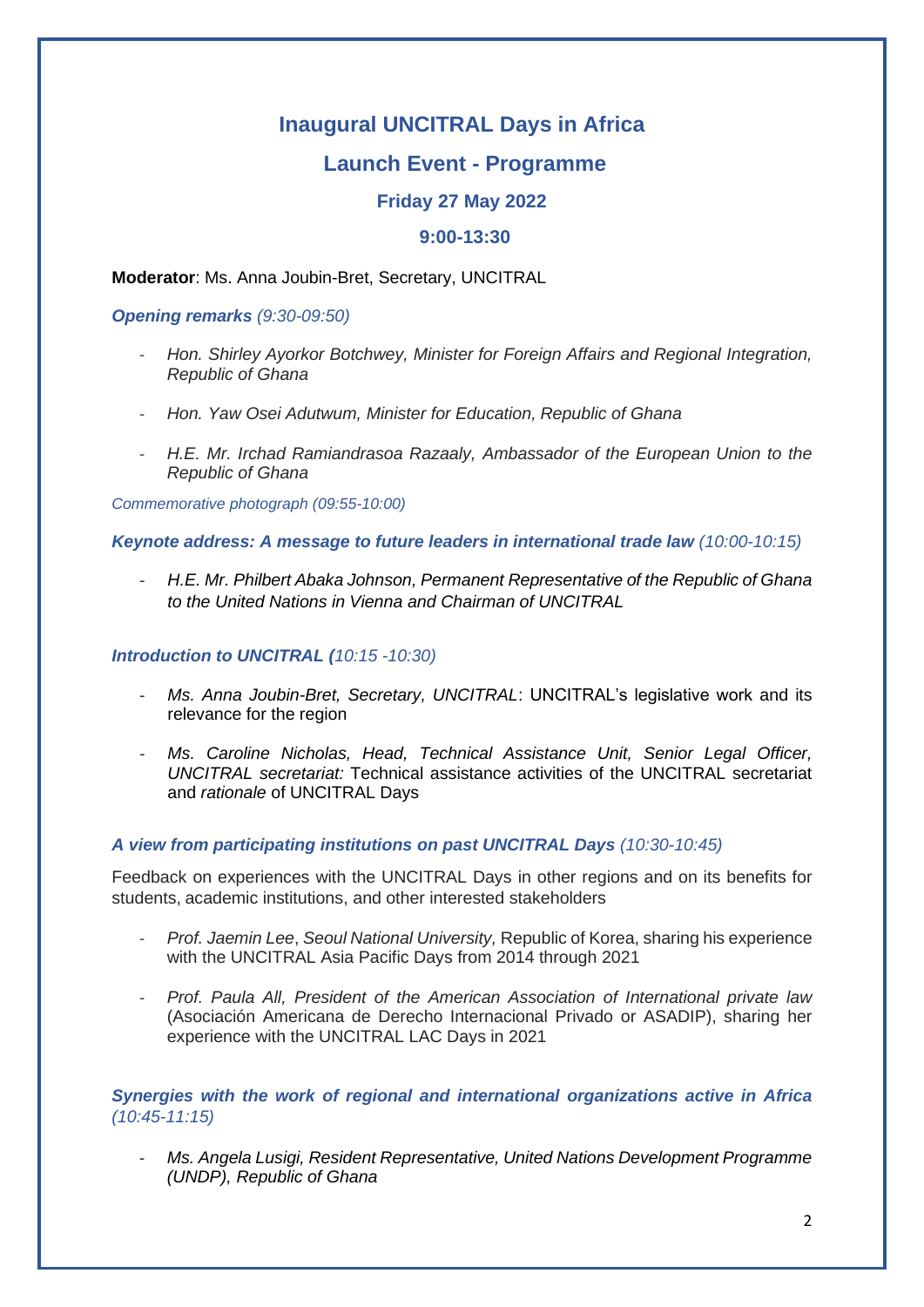# Inaugural UNCITRAL Days in Africa

## Launch Event - Programme

### Friday 27 May 2022

### 9:00-13:30

**Moderator**: Ms. Anna Joubin-Bret, Secretary, UNCITRAL

***Opening remarks*** *(9:30-09:50)*

- *Hon. Shirley Ayorkor Botchwey, Minister for Foreign Affairs and Regional Integration, Republic of Ghana*
- *Hon. Yaw Osei Adutwum, Minister for Education, Republic of Ghana*
- *H.E. Mr. Irchad Ramiandrasoa Razaaly, Ambassador of the European Union to the Republic of Ghana*

*Commemorative photograph (09:55-10:00)*

***Keynote address: A message to future leaders in international trade law*** *(10:00-10:15)*

- *H.E. Mr. Philbert Abaka Johnson, Permanent Representative of the Republic of Ghana to the United Nations in Vienna and Chairman of UNCITRAL*

***Introduction to UNCITRAL (****10:15 -10:30)*

- *Ms. Anna Joubin-Bret, Secretary, UNCITRAL*: UNCITRAL's legislative work and its relevance for the region
- *Ms. Caroline Nicholas, Head, Technical Assistance Unit, Senior Legal Officer, UNCITRAL secretariat:* Technical assistance activities of the UNCITRAL secretariat and *rationale* of UNCITRAL Days

***A view from participating institutions on past UNCITRAL Days*** *(10:30-10:45)*

Feedback on experiences with the UNCITRAL Days in other regions and on its benefits for students, academic institutions, and other interested stakeholders

- *Prof. Jaemin Lee*, *Seoul National University,* Republic of Korea, sharing his experience with the UNCITRAL Asia Pacific Days from 2014 through 2021
- *Prof. Paula All, President of the American Association of International private law* (Asociación Americana de Derecho Internacional Privado or ASADIP), sharing her experience with the UNCITRAL LAC Days in 2021

***Synergies with the work of regional and international organizations active in Africa*** *(10:45-11:15)*

- *Ms. Angela Lusigi, Resident Representative, United Nations Development Programme (UNDP), Republic of Ghana*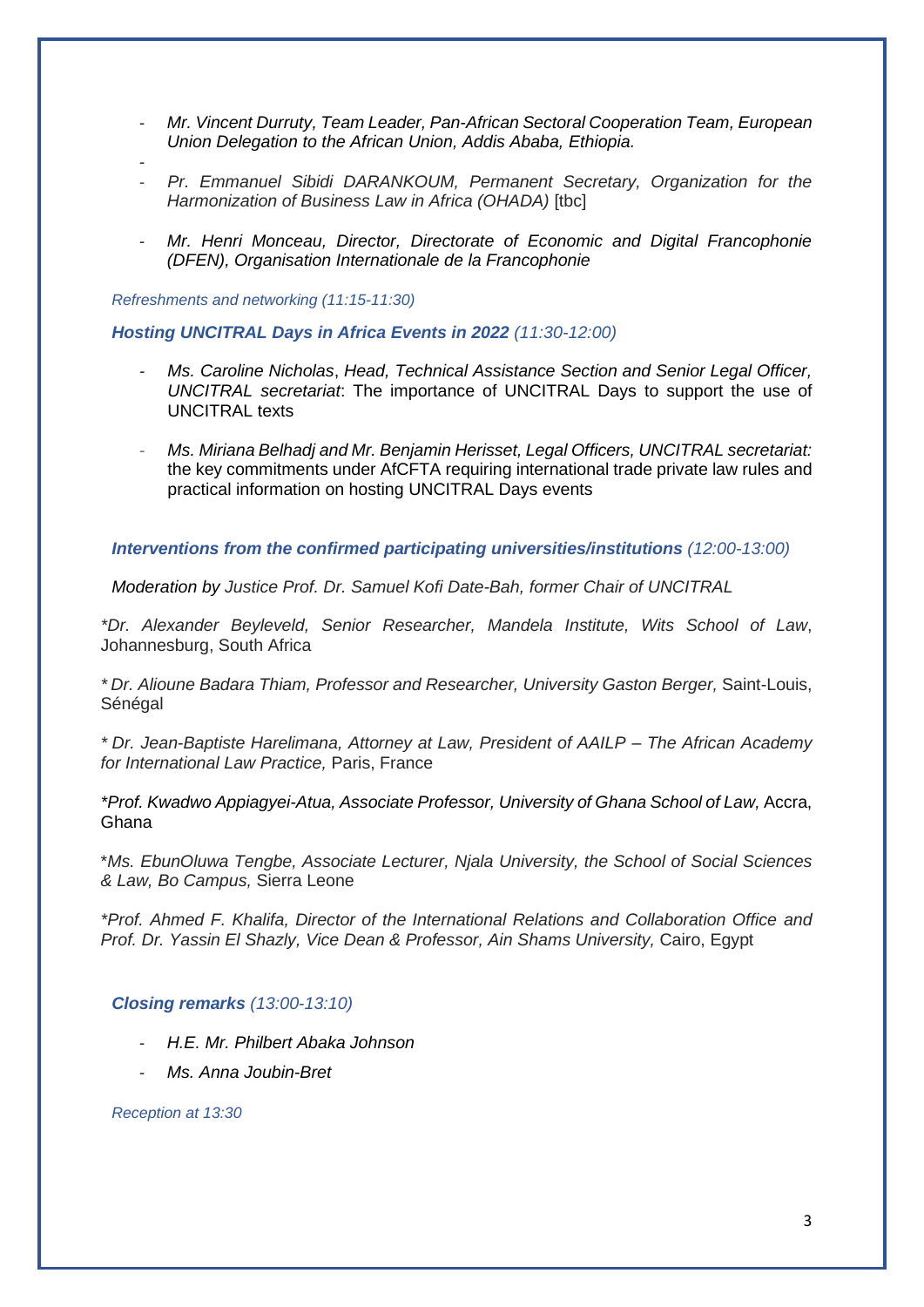- *Mr. Vincent Durruty, Team Leader, Pan-African Sectoral Cooperation Team, European Union Delegation to the African Union, Addis Ababa, Ethiopia.*
-
- *Pr. Emmanuel Sibidi DARANKOUM, Permanent Secretary, Organization for the Harmonization of Business Law in Africa (OHADA)* [tbc]
- *Mr. Henri Monceau, Director, Directorate of Economic and Digital Francophonie (DFEN), Organisation Internationale de la Francophonie*

*Refreshments and networking (11:15-11:30)*

***Hosting UNCITRAL Days in Africa Events in 2022** (11:30-12:00)*

- *Ms. Caroline Nicholas*, *Head, Technical Assistance Section and Senior Legal Officer, UNCITRAL secretariat*: The importance of UNCITRAL Days to support the use of UNCITRAL texts
- *Ms. Miriana Belhadj and Mr. Benjamin Herisset, Legal Officers, UNCITRAL secretariat:* the key commitments under AfCFTA requiring international trade private law rules and practical information on hosting UNCITRAL Days events

***Interventions from the confirmed participating universities/institutions** (12:00-13:00)*

*Moderation by Justice Prof. Dr. Samuel Kofi Date-Bah, former Chair of UNCITRAL*

*\*Dr. Alexander Beyleveld, Senior Researcher, Mandela Institute, Wits School of Law*, Johannesburg, South Africa

*\* Dr. Alioune Badara Thiam, Professor and Researcher, University Gaston Berger,* Saint-Louis, Sénégal

*\* Dr. Jean-Baptiste Harelimana, Attorney at Law, President of AAILP – The African Academy for International Law Practice,* Paris, France

*\*Prof. Kwadwo Appiagyei-Atua, Associate Professor, University of Ghana School of Law,* Accra, Ghana

\**Ms. EbunOluwa Tengbe, Associate Lecturer, Njala University, the School of Social Sciences & Law, Bo Campus,* Sierra Leone

*\*Prof. Ahmed F. Khalifa, Director of the International Relations and Collaboration Office and Prof. Dr. Yassin El Shazly, Vice Dean & Professor, Ain Shams University,* Cairo, Egypt

***Closing remarks** (13:00-13:10)*

- *H.E. Mr. Philbert Abaka Johnson*
- *Ms. Anna Joubin-Bret*

*Reception at 13:30*